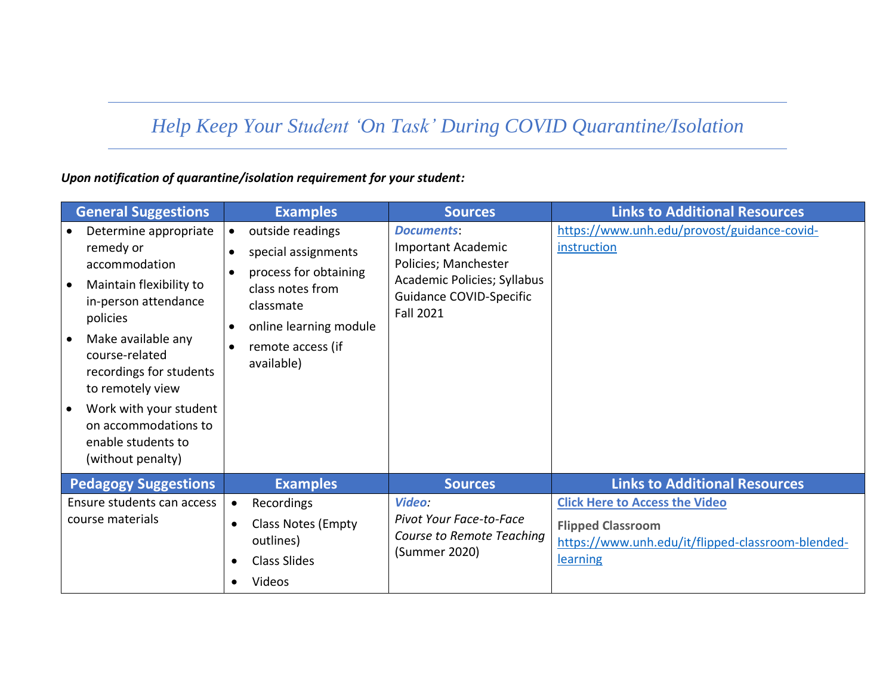# *Help Keep Your Student 'On Task' During COVID Quarantine/Isolation*

***Upon notification of quarantine/isolation requirement for your student:***

| General Suggestions | Examples | Sources | Links to Additional Resources |
|---|---|---|---|
| • Determine appropriate remedy or accommodation<br>• Maintain flexibility to in-person attendance policies<br>• Make available any course-related recordings for students to remotely view<br>• Work with your student on accommodations to enable students to (without penalty) | • outside readings<br>• special assignments<br>• process for obtaining class notes from classmate<br>• online learning module<br>• remote access (if available) | ***Documents***:<br>Important Academic Policies; Manchester Academic Policies; Syllabus Guidance COVID-Specific Fall 2021 | https://www.unh.edu/provost/guidance-covid-instruction |
| **Pedagogy Suggestions** | **Examples** | **Sources** | **Links to Additional Resources** |
| Ensure students can access course materials | • Recordings<br>• Class Notes (Empty outlines)<br>• Class Slides<br>• Videos | ***Video:***<br>*Pivot Your Face-to-Face Course to Remote Teaching* (Summer 2020) | **Click Here to Access the Video**<br><br>**Flipped Classroom**<br>https://www.unh.edu/it/flipped-classroom-blended-learning |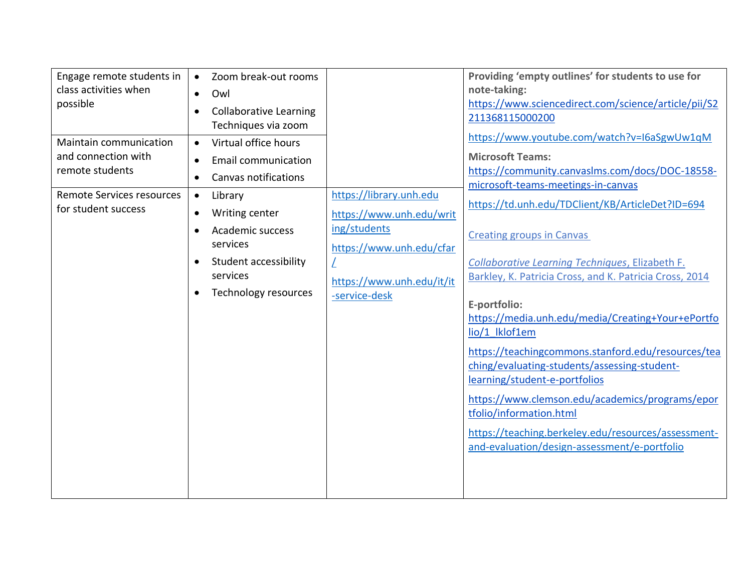| | | | |
|---|---|---|---|
| Engage remote students in class activities when possible | • Zoom break-out rooms<br>• Owl<br>• Collaborative Learning Techniques via zoom | | **Providing 'empty outlines' for students to use for note-taking:** https://www.sciencedirect.com/science/article/pii/S2211368115000200<br><br>https://www.youtube.com/watch?v=I6aSgwUw1qM<br><br>**Microsoft Teams:** https://community.canvaslms.com/docs/DOC-18558-microsoft-teams-meetings-in-canvas<br><br>https://td.unh.edu/TDClient/KB/ArticleDet?ID=694<br><br>Creating groups in Canvas<br><br>*Collaborative Learning Techniques*, Elizabeth F. Barkley, K. Patricia Cross, and K. Patricia Cross, 2014<br><br>**E-portfolio:** https://media.unh.edu/media/Creating+Your+ePortfolio/1_lklof1em<br><br>https://teachingcommons.stanford.edu/resources/teaching/evaluating-students/assessing-student-learning/student-e-portfolios<br><br>https://www.clemson.edu/academics/programs/eportfolio/information.html<br><br>https://teaching.berkeley.edu/resources/assessment-and-evaluation/design-assessment/e-portfolio |
| Maintain communication and connection with remote students | • Virtual office hours<br>• Email communication<br>• Canvas notifications | | |
| Remote Services resources for student success | • Library<br>• Writing center<br>• Academic success services<br>• Student accessibility services<br>• Technology resources | https://library.unh.edu<br><br>https://www.unh.edu/writing/students<br><br>https://www.unh.edu/cfar/<br><br>https://www.unh.edu/it/it-service-desk | |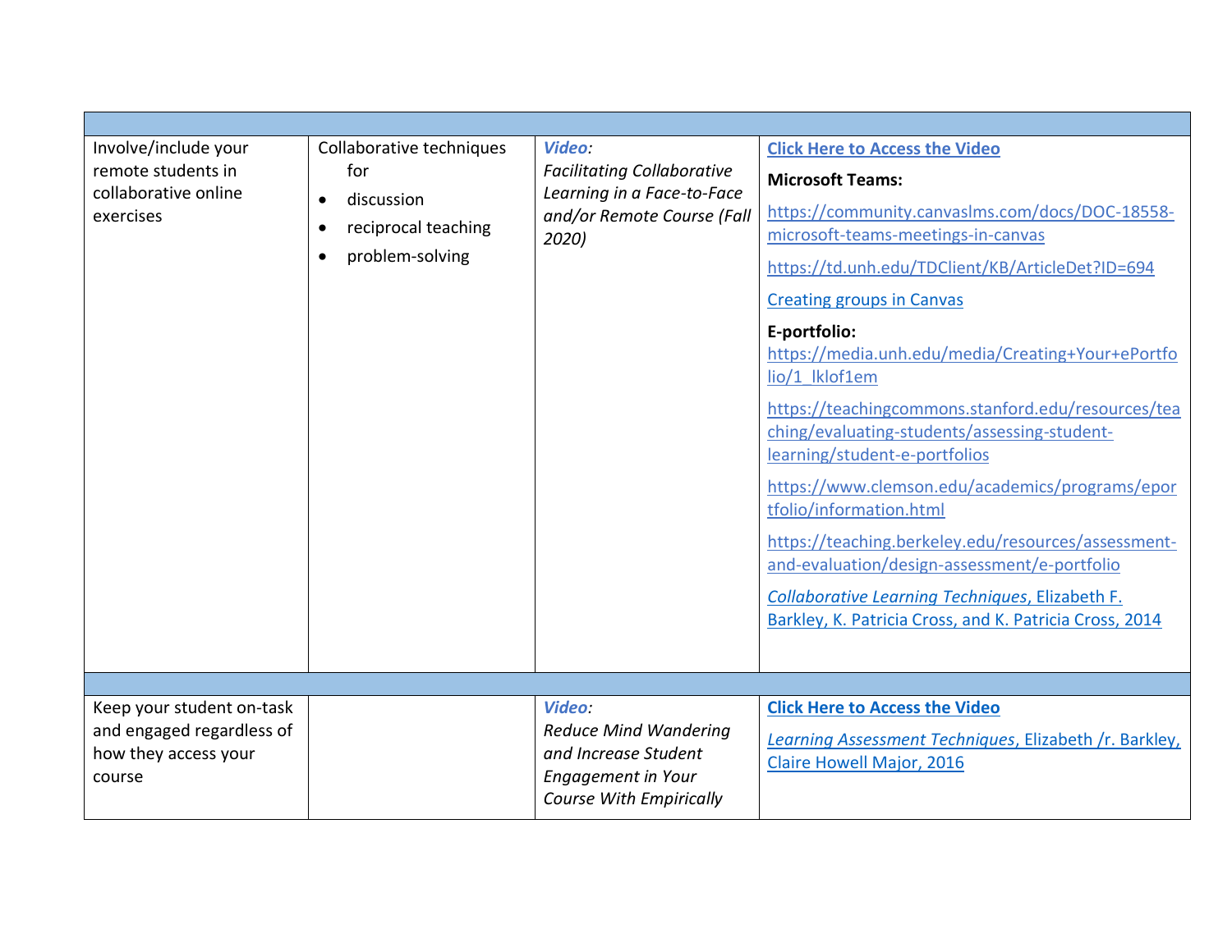| | | | |
|---|---|---|---|
| Involve/include your remote students in collaborative online exercises | Collaborative techniques for<br>• discussion<br>• reciprocal teaching<br>• problem-solving | ***Video:***<br>*Facilitating Collaborative Learning in a Face-to-Face and/or Remote Course (Fall 2020)* | **Click Here to Access the Video**<br>**Microsoft Teams:**<br>https://community.canvaslms.com/docs/DOC-18558-microsoft-teams-meetings-in-canvas<br>https://td.unh.edu/TDClient/KB/ArticleDet?ID=694<br>Creating groups in Canvas<br>**E-portfolio:**<br>https://media.unh.edu/media/Creating+Your+ePortfolio/1_lklof1em<br>https://teachingcommons.stanford.edu/resources/teaching/evaluating-students/assessing-student-learning/student-e-portfolios<br>https://www.clemson.edu/academics/programs/eportfolio/information.html<br>https://teaching.berkeley.edu/resources/assessment-and-evaluation/design-assessment/e-portfolio<br>*Collaborative Learning Techniques*, Elizabeth F. Barkley, K. Patricia Cross, and K. Patricia Cross, 2014 |
| | | | |
| Keep your student on-task and engaged regardless of how they access your course | | ***Video:***<br>*Reduce Mind Wandering and Increase Student Engagement in Your Course With Empirically* | **Click Here to Access the Video**<br>*Learning Assessment Techniques*, Elizabeth /r. Barkley, Claire Howell Major, 2016 |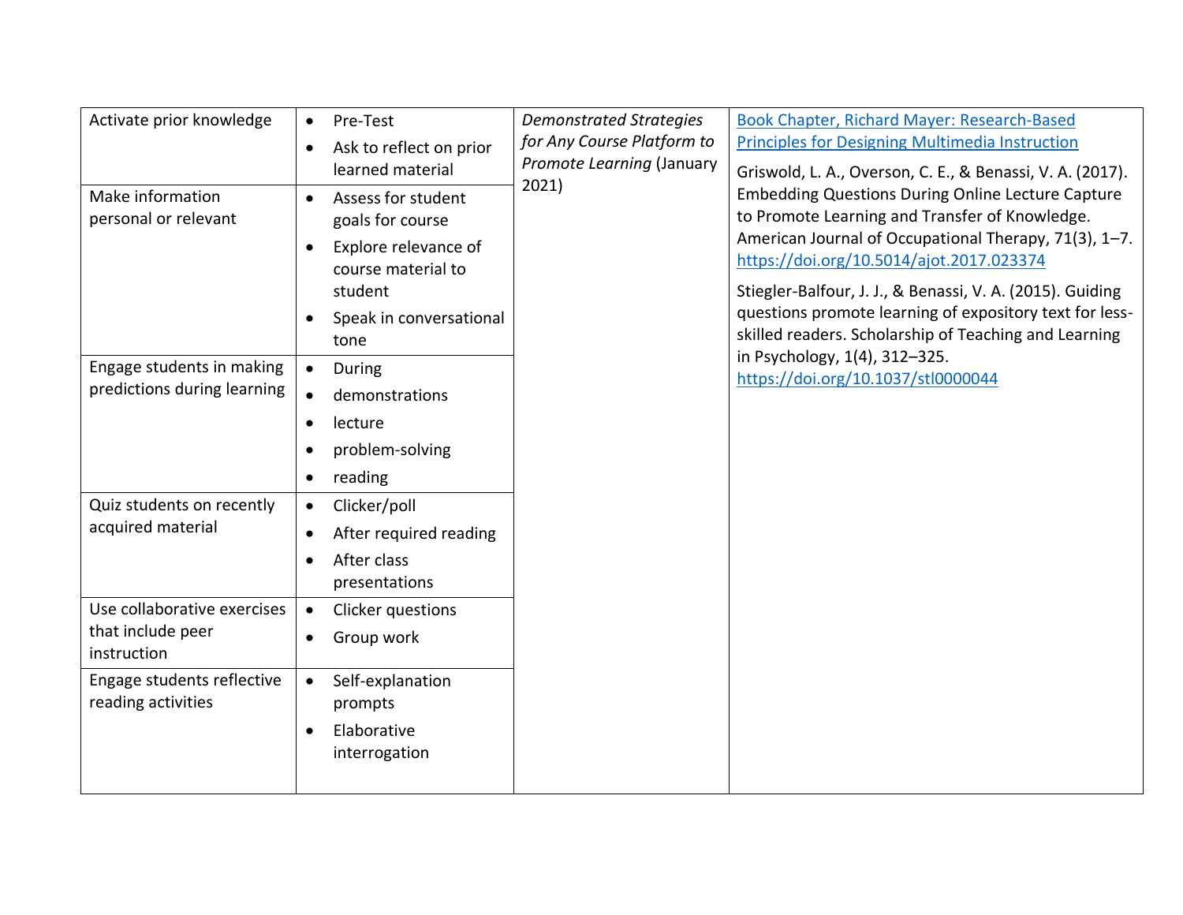| | | | |
|---|---|---|---|
| Activate prior knowledge | • Pre-Test<br>• Ask to reflect on prior learned material | *Demonstrated Strategies for Any Course Platform to Promote Learning* (January 2021) | [Book Chapter, Richard Mayer: Research-Based Principles for Designing Multimedia Instruction](#)<br><br>Griswold, L. A., Overson, C. E., & Benassi, V. A. (2017). Embedding Questions During Online Lecture Capture to Promote Learning and Transfer of Knowledge. American Journal of Occupational Therapy, 71(3), 1–7. https://doi.org/10.5014/ajot.2017.023374<br><br>Stiegler-Balfour, J. J., & Benassi, V. A. (2015). Guiding questions promote learning of expository text for less-skilled readers. Scholarship of Teaching and Learning in Psychology, 1(4), 312–325. https://doi.org/10.1037/stl0000044 |
| Make information personal or relevant | • Assess for student goals for course<br>• Explore relevance of course material to student<br>• Speak in conversational tone | | |
| Engage students in making predictions during learning | • During<br>• demonstrations<br>• lecture<br>• problem-solving<br>• reading | | |
| Quiz students on recently acquired material | • Clicker/poll<br>• After required reading<br>• After class presentations | | |
| Use collaborative exercises that include peer instruction | • Clicker questions<br>• Group work | | |
| Engage students reflective reading activities | • Self-explanation prompts<br>• Elaborative interrogation | | |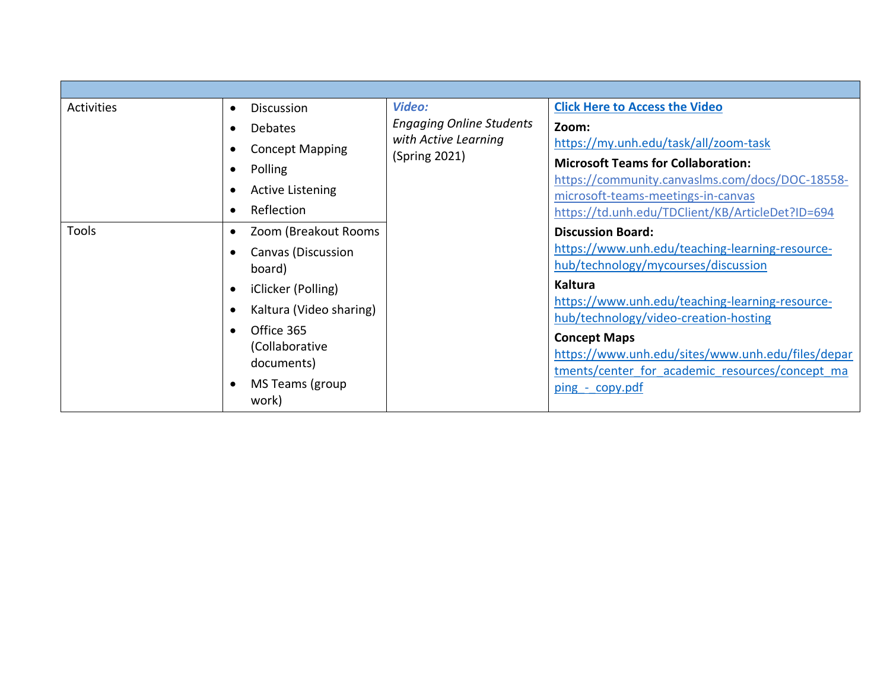| | | | |
|---|---|---|---|
| Activities | • Discussion<br>• Debates<br>• Concept Mapping<br>• Polling<br>• Active Listening<br>• Reflection | ***Video:***<br>*Engaging Online Students with Active Learning* (Spring 2021) | **Click Here to Access the Video**<br>**Zoom:**<br>https://my.unh.edu/task/all/zoom-task<br>**Microsoft Teams for Collaboration:**<br>https://community.canvaslms.com/docs/DOC-18558-microsoft-teams-meetings-in-canvas<br>https://td.unh.edu/TDClient/KB/ArticleDet?ID=694 |
| Tools | • Zoom (Breakout Rooms<br>• Canvas (Discussion board)<br>• iClicker (Polling)<br>• Kaltura (Video sharing)<br>• Office 365 (Collaborative documents)<br>• MS Teams (group work) | | **Discussion Board:**<br>https://www.unh.edu/teaching-learning-resource-hub/technology/mycourses/discussion<br>**Kaltura**<br>https://www.unh.edu/teaching-learning-resource-hub/technology/video-creation-hosting<br>**Concept Maps**<br>https://www.unh.edu/sites/www.unh.edu/files/departments/center_for_academic_resources/concept_maping_-_copy.pdf |